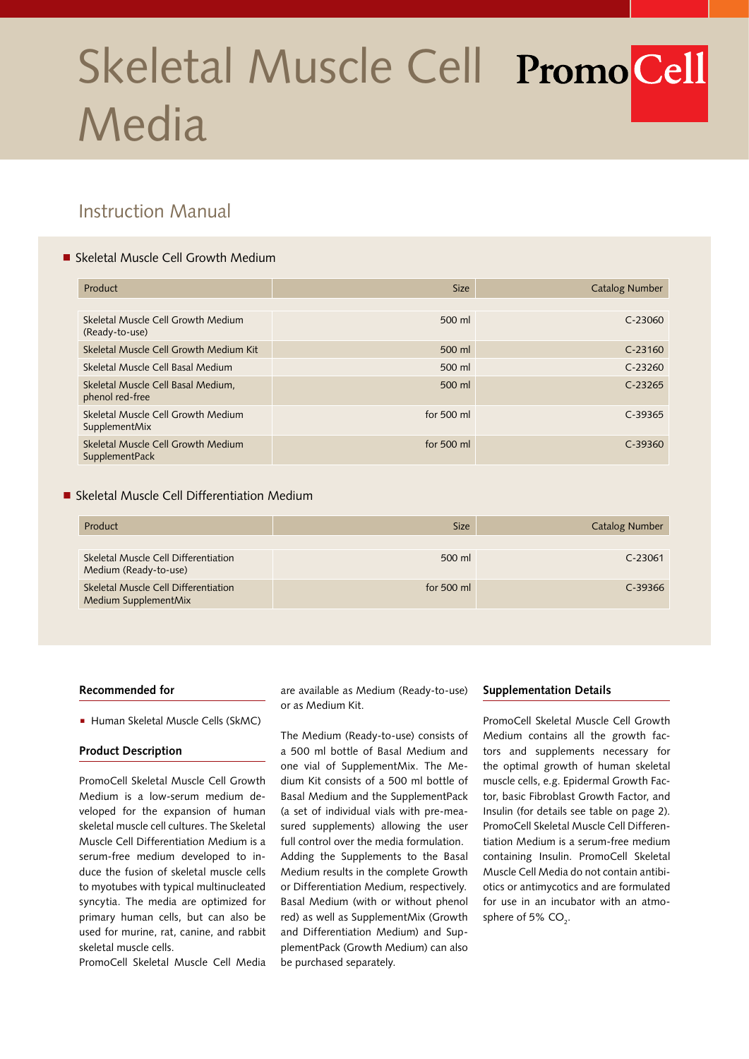# Skeletal Muscle Cell Media

PromoCell

## Instruction Manual

### Skeletal Muscle Cell Growth Medium

| Product | Size | Catalog Number |
|---|---|---|
| Skeletal Muscle Cell Growth Medium (Ready-to-use) | 500 ml | C-23060 |
| Skeletal Muscle Cell Growth Medium Kit | 500 ml | C-23160 |
| Skeletal Muscle Cell Basal Medium | 500 ml | C-23260 |
| Skeletal Muscle Cell Basal Medium, phenol red-free | 500 ml | C-23265 |
| Skeletal Muscle Cell Growth Medium SupplementMix | for 500 ml | C-39365 |
| Skeletal Muscle Cell Growth Medium SupplementPack | for 500 ml | C-39360 |

### Skeletal Muscle Cell Differentiation Medium

| Product | Size | Catalog Number |
|---|---|---|
| Skeletal Muscle Cell Differentiation Medium (Ready-to-use) | 500 ml | C-23061 |
| Skeletal Muscle Cell Differentiation Medium SupplementMix | for 500 ml | C-39366 |

#### Recommended for

- Human Skeletal Muscle Cells (SkMC)

#### Product Description

PromoCell Skeletal Muscle Cell Growth Medium is a low-serum medium developed for the expansion of human skeletal muscle cell cultures. The Skeletal Muscle Cell Differentiation Medium is a serum-free medium developed to induce the fusion of skeletal muscle cells to myotubes with typical multinucleated syncytia. The media are optimized for primary human cells, but can also be used for murine, rat, canine, and rabbit skeletal muscle cells.

PromoCell Skeletal Muscle Cell Media are available as Medium (Ready-to-use) or as Medium Kit.

The Medium (Ready-to-use) consists of a 500 ml bottle of Basal Medium and one vial of SupplementMix. The Medium Kit consists of a 500 ml bottle of Basal Medium and the SupplementPack (a set of individual vials with pre-measured supplements) allowing the user full control over the media formulation. Adding the Supplements to the Basal Medium results in the complete Growth or Differentiation Medium, respectively. Basal Medium (with or without phenol red) as well as SupplementMix (Growth and Differentiation Medium) and SupplementPack (Growth Medium) can also be purchased separately.

#### Supplementation Details

PromoCell Skeletal Muscle Cell Growth Medium contains all the growth factors and supplements necessary for the optimal growth of human skeletal muscle cells, e.g. Epidermal Growth Factor, basic Fibroblast Growth Factor, and Insulin (for details see table on page 2). PromoCell Skeletal Muscle Cell Differentiation Medium is a serum-free medium containing Insulin. PromoCell Skeletal Muscle Cell Media do not contain antibiotics or antimycotics and are formulated for use in an incubator with an atmosphere of 5% $CO_2$.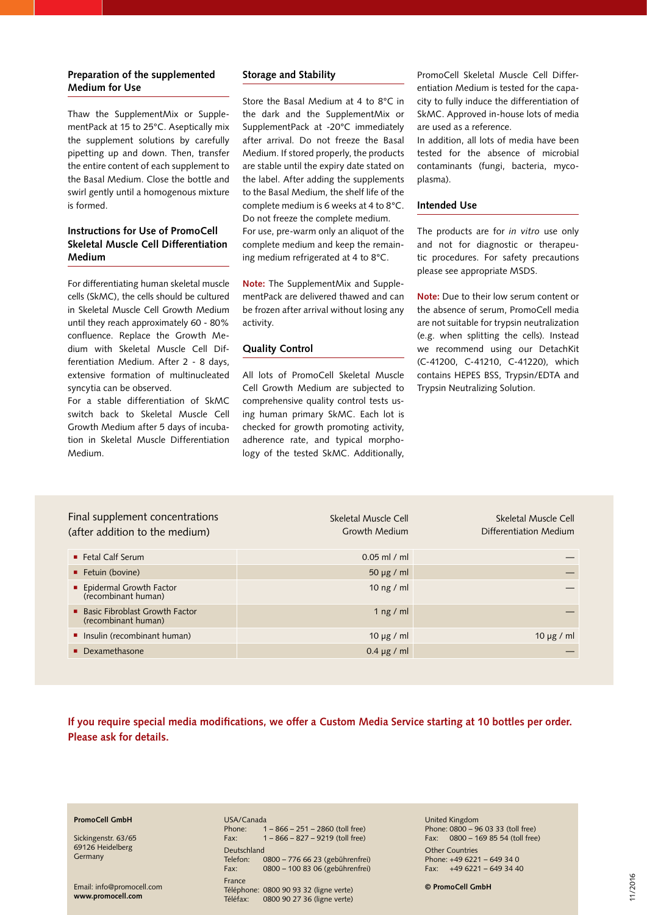### Preparation of the supplemented Medium for Use

Thaw the SupplementMix or SupplementPack at 15 to 25°C. Aseptically mix the supplement solutions by carefully pipetting up and down. Then, transfer the entire content of each supplement to the Basal Medium. Close the bottle and swirl gently until a homogenous mixture is formed.

### Instructions for Use of PromoCell Skeletal Muscle Cell Differentiation Medium

For differentiating human skeletal muscle cells (SkMC), the cells should be cultured in Skeletal Muscle Cell Growth Medium until they reach approximately 60 - 80% confluence. Replace the Growth Medium with Skeletal Muscle Cell Differentiation Medium. After 2 - 8 days, extensive formation of multinucleated syncytia can be observed.
For a stable differentiation of SkMC switch back to Skeletal Muscle Cell Growth Medium after 5 days of incubation in Skeletal Muscle Differentiation Medium.

### Storage and Stability

Store the Basal Medium at 4 to 8°C in the dark and the SupplementMix or SupplementPack at -20°C immediately after arrival. Do not freeze the Basal Medium. If stored properly, the products are stable until the expiry date stated on the label. After adding the supplements to the Basal Medium, the shelf life of the complete medium is 6 weeks at 4 to 8°C. Do not freeze the complete medium.
For use, pre-warm only an aliquot of the complete medium and keep the remaining medium refrigerated at 4 to 8°C.

**Note:** The SupplementMix and SupplementPack are delivered thawed and can be frozen after arrival without losing any activity.

### Quality Control

All lots of PromoCell Skeletal Muscle Cell Growth Medium are subjected to comprehensive quality control tests using human primary SkMC. Each lot is checked for growth promoting activity, adherence rate, and typical morphology of the tested SkMC. Additionally, PromoCell Skeletal Muscle Cell Differentiation Medium is tested for the capacity to fully induce the differentiation of SkMC. Approved in-house lots of media are used as a reference.
In addition, all lots of media have been tested for the absence of microbial contaminants (fungi, bacteria, mycoplasma).

### Intended Use

The products are for *in vitro* use only and not for diagnostic or therapeutic procedures. For safety precautions please see appropriate MSDS.

**Note:** Due to their low serum content or the absence of serum, PromoCell media are not suitable for trypsin neutralization (e.g. when splitting the cells). Instead we recommend using our DetachKit (C-41200, C-41210, C-41220), which contains HEPES BSS, Trypsin/EDTA and Trypsin Neutralizing Solution.

| Final supplement concentrations (after addition to the medium) | Skeletal Muscle Cell Growth Medium | Skeletal Muscle Cell Differentiation Medium |
|---|---|---|
| Fetal Calf Serum | 0.05 ml / ml | — |
| Fetuin (bovine) | 50 µg / ml | — |
| Epidermal Growth Factor (recombinant human) | 10 ng / ml | — |
| Basic Fibroblast Growth Factor (recombinant human) | 1 ng / ml | — |
| Insulin (recombinant human) | 10 µg / ml | 10 µg / ml |
| Dexamethasone | 0.4 µg / ml | — |

**If you require special media modifications, we offer a Custom Media Service starting at 10 bottles per order. Please ask for details.**

**PromoCell GmbH**

Sickingenstr. 63/65
69126 Heidelberg
Germany

Email: info@promocell.com
**www.promocell.com**

USA/Canada
Phone: 1 – 866 – 251 – 2860 (toll free)
Fax: 1 – 866 – 827 – 9219 (toll free)

Deutschland
Telefon: 0800 – 776 66 23 (gebührenfrei)
Fax: 0800 – 100 83 06 (gebührenfrei)

France
Téléphone: 0800 90 93 32 (ligne verte)
Téléfax: 0800 90 27 36 (ligne verte)

United Kingdom
Phone: 0800 – 96 03 33 (toll free)
Fax: 0800 – 169 85 54 (toll free)

Other Countries
Phone: +49 6221 – 649 34 0
Fax: +49 6221 – 649 34 40

**© PromoCell GmbH**

11/2016